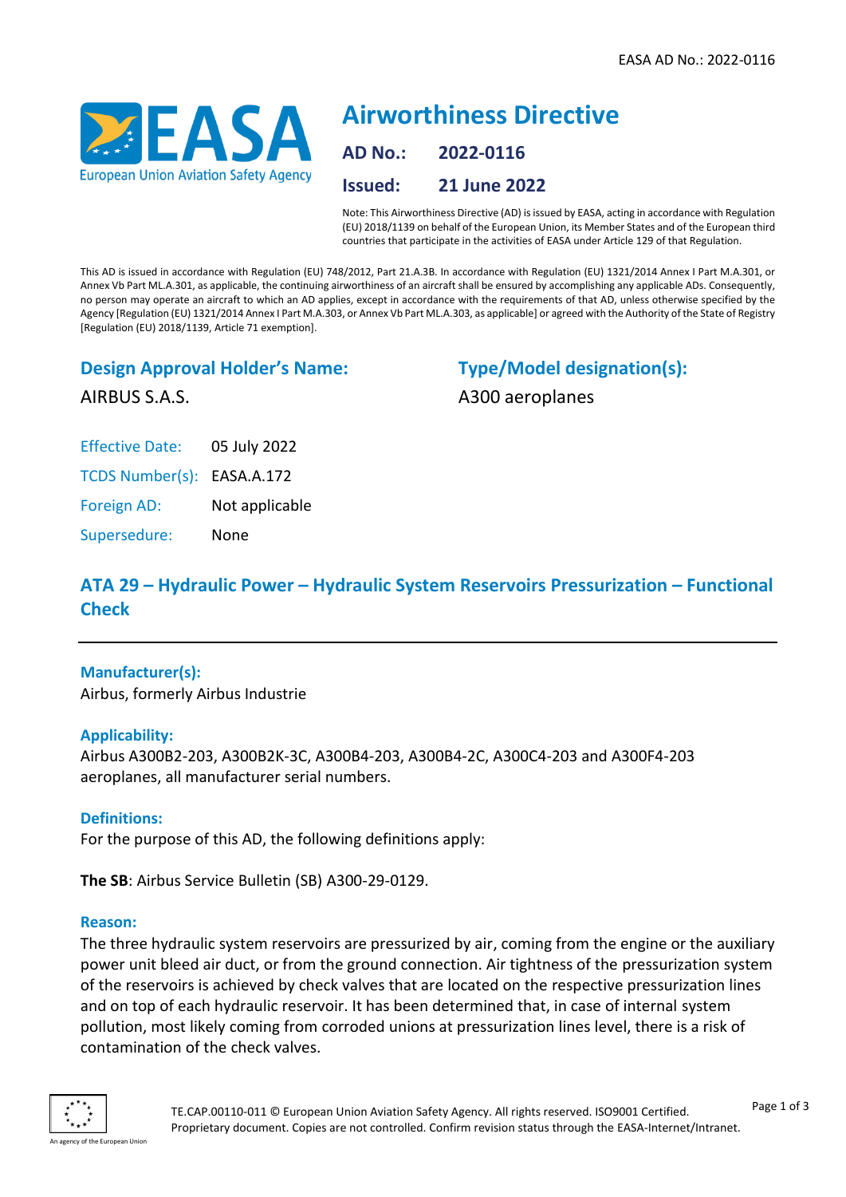# Airworthiness Directive

**AD No.:** 2022-0116

**Issued:** 21 June 2022

Note: This Airworthiness Directive (AD) is issued by EASA, acting in accordance with Regulation (EU) 2018/1139 on behalf of the European Union, its Member States and of the European third countries that participate in the activities of EASA under Article 129 of that Regulation.

This AD is issued in accordance with Regulation (EU) 748/2012, Part 21.A.3B. In accordance with Regulation (EU) 1321/2014 Annex I Part M.A.301, or Annex Vb Part ML.A.301, as applicable, the continuing airworthiness of an aircraft shall be ensured by accomplishing any applicable ADs. Consequently, no person may operate an aircraft to which an AD applies, except in accordance with the requirements of that AD, unless otherwise specified by the Agency [Regulation (EU) 1321/2014 Annex I Part M.A.303, or Annex Vb Part ML.A.303, as applicable] or agreed with the Authority of the State of Registry [Regulation (EU) 2018/1139, Article 71 exemption].

## Design Approval Holder's Name:

AIRBUS S.A.S.

## Type/Model designation(s):

A300 aeroplanes

Effective Date: 05 July 2022

TCDS Number(s): EASA.A.172

Foreign AD: Not applicable

Supersedure: None

## ATA 29 – Hydraulic Power – Hydraulic System Reservoirs Pressurization – Functional Check

### Manufacturer(s):

Airbus, formerly Airbus Industrie

### Applicability:

Airbus A300B2-203, A300B2K-3C, A300B4-203, A300B4-2C, A300C4-203 and A300F4-203 aeroplanes, all manufacturer serial numbers.

### Definitions:

For the purpose of this AD, the following definitions apply:

**The SB**: Airbus Service Bulletin (SB) A300-29-0129.

### Reason:

The three hydraulic system reservoirs are pressurized by air, coming from the engine or the auxiliary power unit bleed air duct, or from the ground connection. Air tightness of the pressurization system of the reservoirs is achieved by check valves that are located on the respective pressurization lines and on top of each hydraulic reservoir. It has been determined that, in case of internal system pollution, most likely coming from corroded unions at pressurization lines level, there is a risk of contamination of the check valves.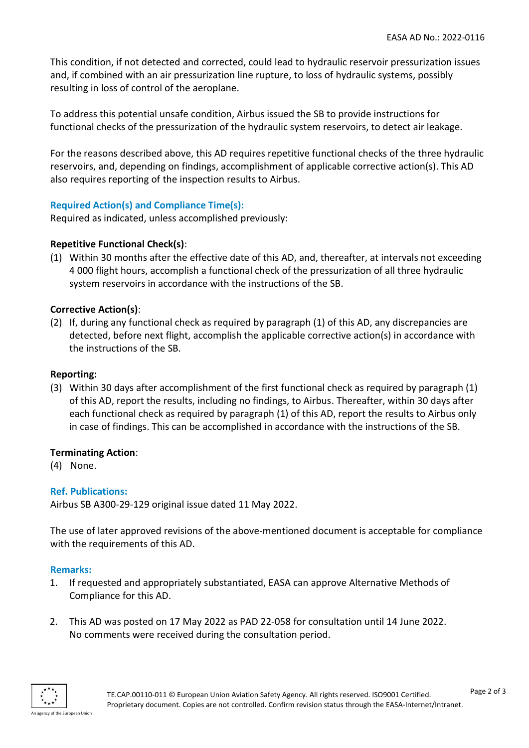This condition, if not detected and corrected, could lead to hydraulic reservoir pressurization issues and, if combined with an air pressurization line rupture, to loss of hydraulic systems, possibly resulting in loss of control of the aeroplane.

To address this potential unsafe condition, Airbus issued the SB to provide instructions for functional checks of the pressurization of the hydraulic system reservoirs, to detect air leakage.

For the reasons described above, this AD requires repetitive functional checks of the three hydraulic reservoirs, and, depending on findings, accomplishment of applicable corrective action(s). This AD also requires reporting of the inspection results to Airbus.

## Required Action(s) and Compliance Time(s):

Required as indicated, unless accomplished previously:

**Repetitive Functional Check(s)**:

(1) Within 30 months after the effective date of this AD, and, thereafter, at intervals not exceeding 4 000 flight hours, accomplish a functional check of the pressurization of all three hydraulic system reservoirs in accordance with the instructions of the SB.

**Corrective Action(s)**:

(2) If, during any functional check as required by paragraph (1) of this AD, any discrepancies are detected, before next flight, accomplish the applicable corrective action(s) in accordance with the instructions of the SB.

**Reporting:**

(3) Within 30 days after accomplishment of the first functional check as required by paragraph (1) of this AD, report the results, including no findings, to Airbus. Thereafter, within 30 days after each functional check as required by paragraph (1) of this AD, report the results to Airbus only in case of findings. This can be accomplished in accordance with the instructions of the SB.

**Terminating Action**:

(4) None.

## Ref. Publications:

Airbus SB A300-29-129 original issue dated 11 May 2022.

The use of later approved revisions of the above-mentioned document is acceptable for compliance with the requirements of this AD.

## Remarks:

1. If requested and appropriately substantiated, EASA can approve Alternative Methods of Compliance for this AD.

2. This AD was posted on 17 May 2022 as PAD 22-058 for consultation until 14 June 2022. No comments were received during the consultation period.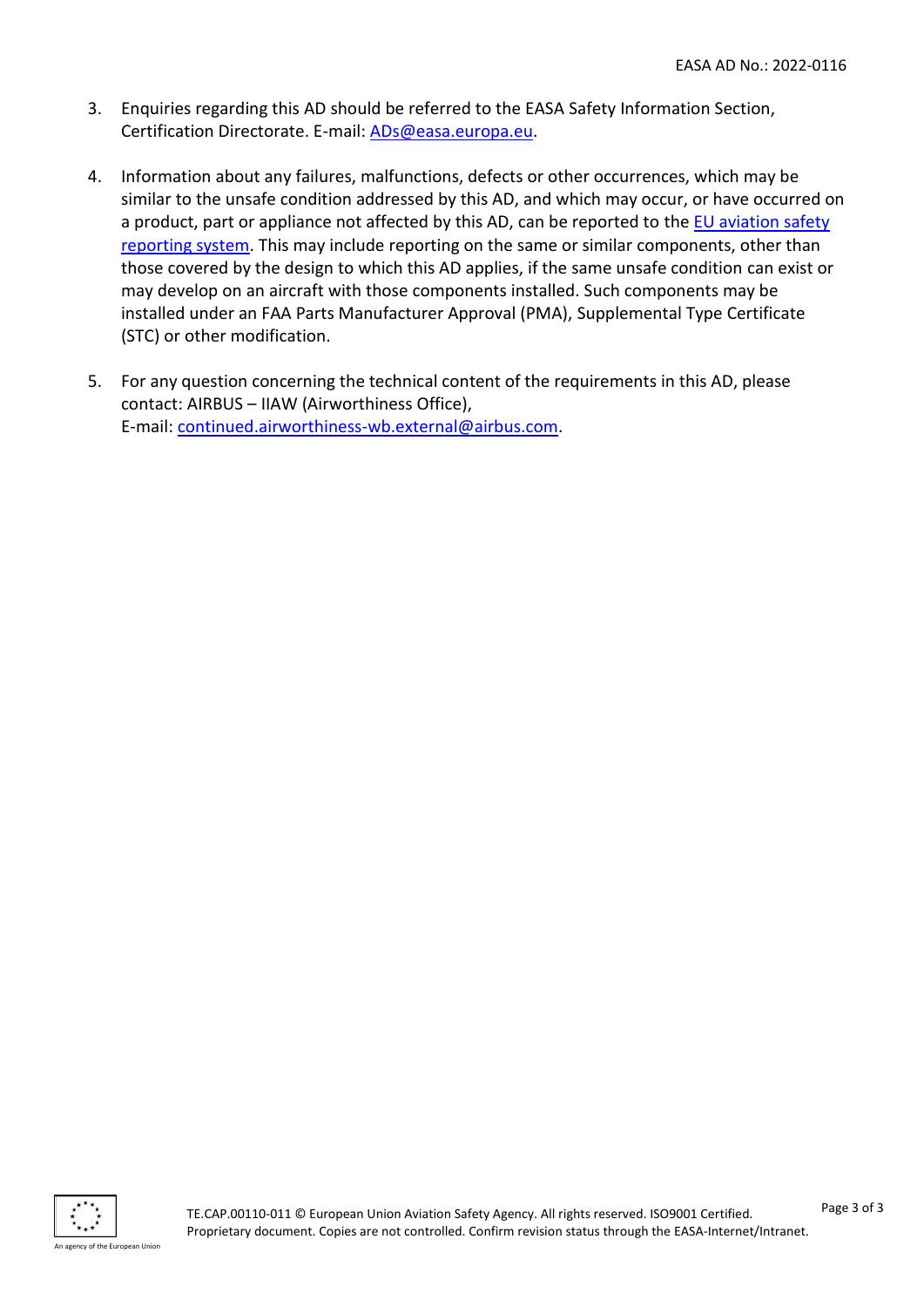3. Enquiries regarding this AD should be referred to the EASA Safety Information Section, Certification Directorate. E-mail: [ADs@easa.europa.eu](mailto:ADs@easa.europa.eu).

4. Information about any failures, malfunctions, defects or other occurrences, which may be similar to the unsafe condition addressed by this AD, and which may occur, or have occurred on a product, part or appliance not affected by this AD, can be reported to the EU aviation safety reporting system. This may include reporting on the same or similar components, other than those covered by the design to which this AD applies, if the same unsafe condition can exist or may develop on an aircraft with those components installed. Such components may be installed under an FAA Parts Manufacturer Approval (PMA), Supplemental Type Certificate (STC) or other modification.

5. For any question concerning the technical content of the requirements in this AD, please contact: AIRBUS – IIAW (Airworthiness Office),
   E-mail: [continued.airworthiness-wb.external@airbus.com](mailto:continued.airworthiness-wb.external@airbus.com).